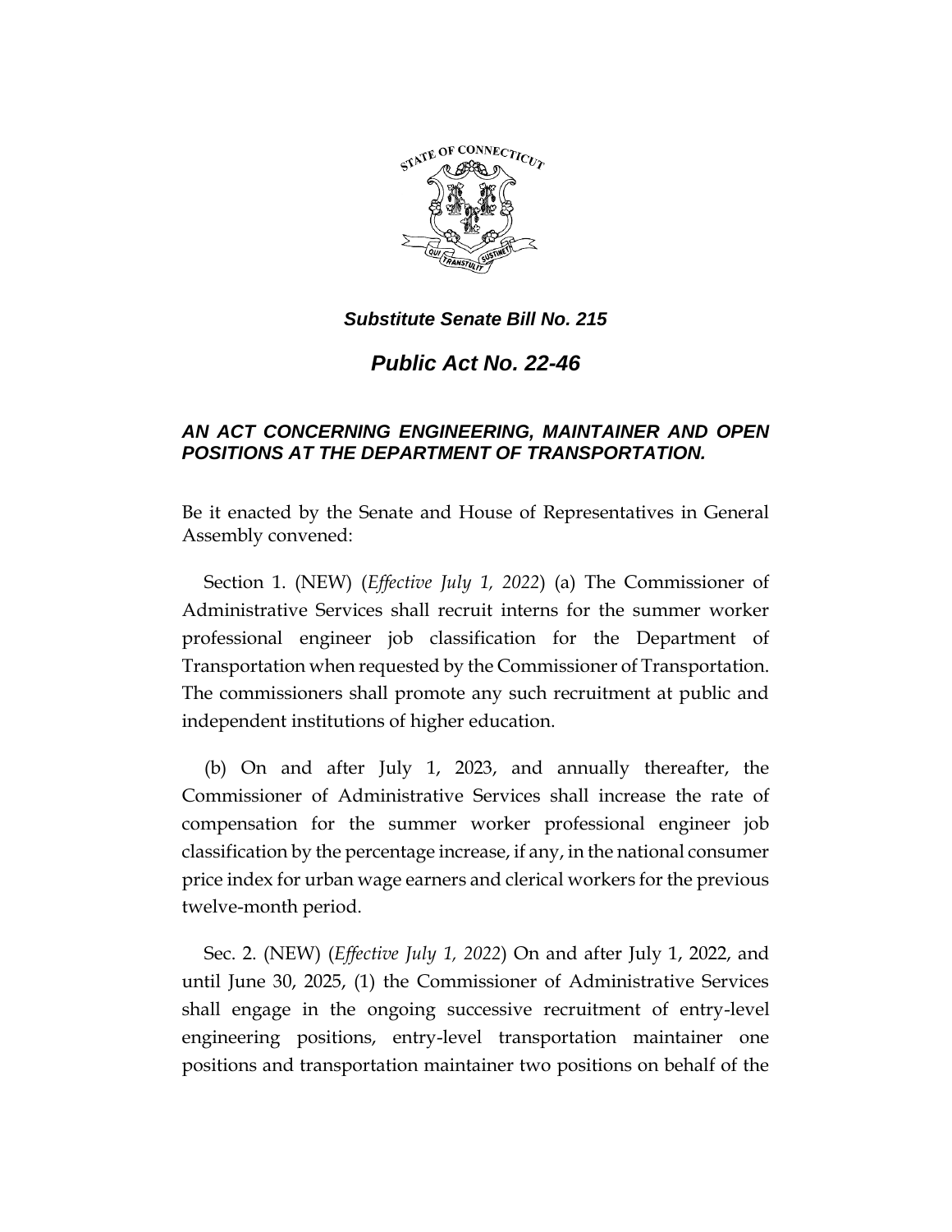***Substitute Senate Bill No. 215***

# *Public Act No. 22-46*

### *AN ACT CONCERNING ENGINEERING, MAINTAINER AND OPEN POSITIONS AT THE DEPARTMENT OF TRANSPORTATION.*

Be it enacted by the Senate and House of Representatives in General Assembly convened:

Section 1. (NEW) (*Effective July 1, 2022*) (a) The Commissioner of Administrative Services shall recruit interns for the summer worker professional engineer job classification for the Department of Transportation when requested by the Commissioner of Transportation. The commissioners shall promote any such recruitment at public and independent institutions of higher education.

(b) On and after July 1, 2023, and annually thereafter, the Commissioner of Administrative Services shall increase the rate of compensation for the summer worker professional engineer job classification by the percentage increase, if any, in the national consumer price index for urban wage earners and clerical workers for the previous twelve-month period.

Sec. 2. (NEW) (*Effective July 1, 2022*) On and after July 1, 2022, and until June 30, 2025, (1) the Commissioner of Administrative Services shall engage in the ongoing successive recruitment of entry-level engineering positions, entry-level transportation maintainer one positions and transportation maintainer two positions on behalf of the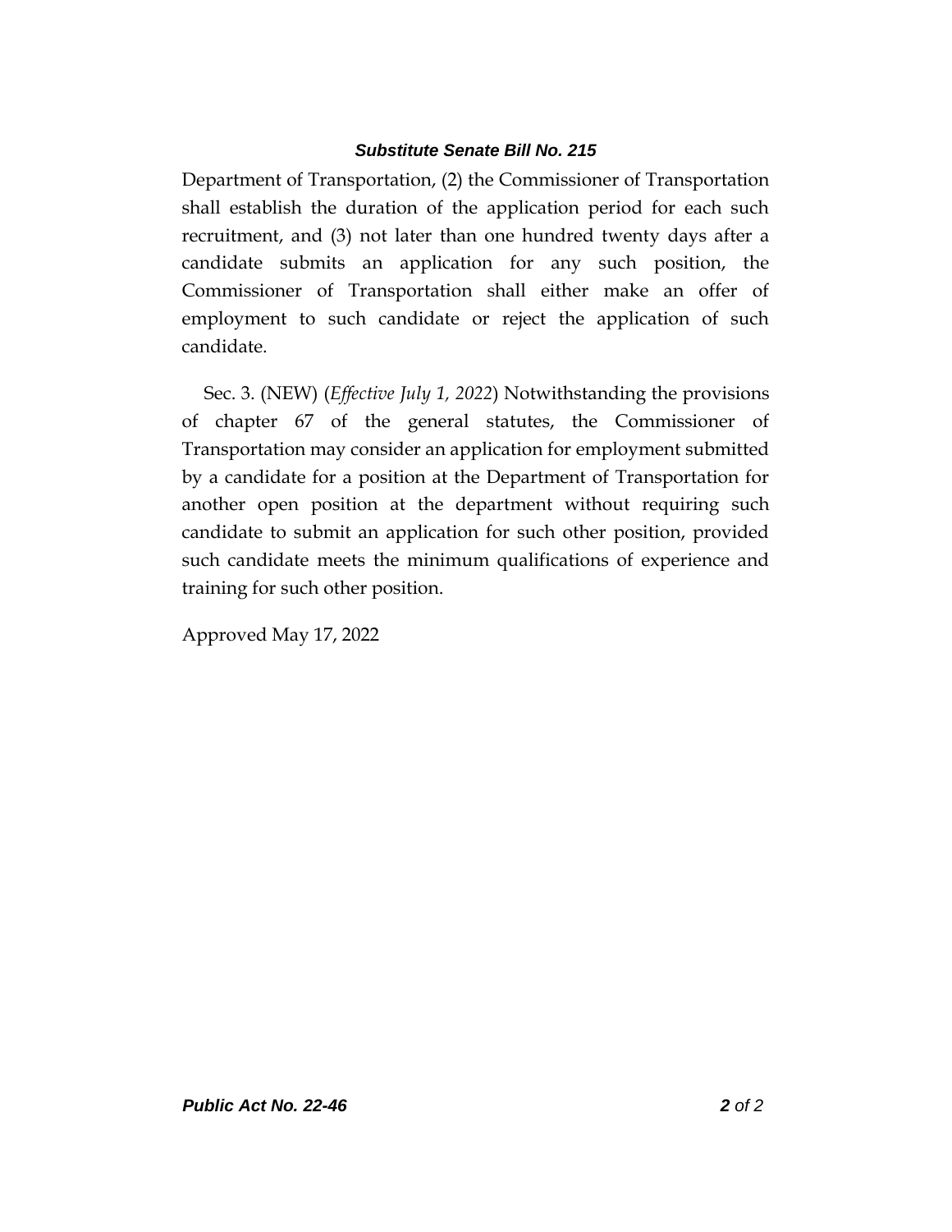Department of Transportation, (2) the Commissioner of Transportation shall establish the duration of the application period for each such recruitment, and (3) not later than one hundred twenty days after a candidate submits an application for any such position, the Commissioner of Transportation shall either make an offer of employment to such candidate or reject the application of such candidate.

Sec. 3. (NEW) (*Effective July 1, 2022*) Notwithstanding the provisions of chapter 67 of the general statutes, the Commissioner of Transportation may consider an application for employment submitted by a candidate for a position at the Department of Transportation for another open position at the department without requiring such candidate to submit an application for such other position, provided such candidate meets the minimum qualifications of experience and training for such other position.

Approved May 17, 2022